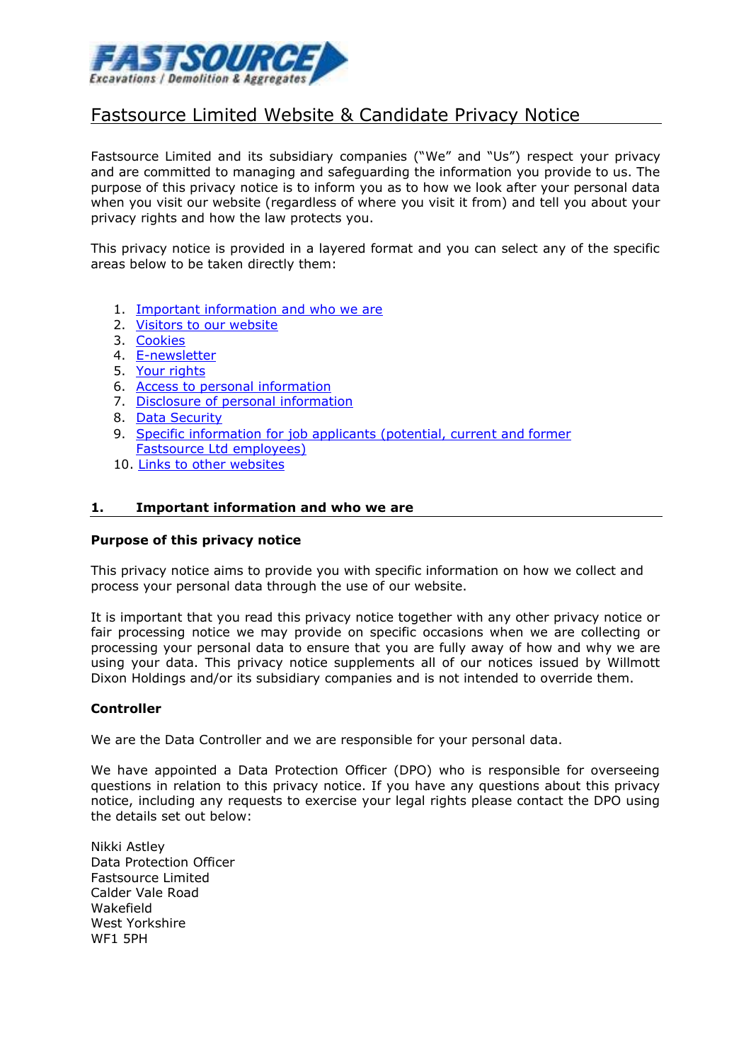# Fastsource Limited Website & Candidate Privacy Notice

Fastsource Limited and its subsidiary companies ("We" and "Us") respect your privacy and are committed to managing and safeguarding the information you provide to us. The purpose of this privacy notice is to inform you as to how we look after your personal data when you visit our website (regardless of where you visit it from) and tell you about your privacy rights and how the law protects you.

This privacy notice is provided in a layered format and you can select any of the specific areas below to be taken directly them:

1. Important information and who we are
2. Visitors to our website
3. Cookies
4. E-newsletter
5. Your rights
6. Access to personal information
7. Disclosure of personal information
8. Data Security
9. Specific information for job applicants (potential, current and former Fastsource Ltd employees)
10. Links to other websites

## 1. Important information and who we are

**Purpose of this privacy notice**

This privacy notice aims to provide you with specific information on how we collect and process your personal data through the use of our website.

It is important that you read this privacy notice together with any other privacy notice or fair processing notice we may provide on specific occasions when we are collecting or processing your personal data to ensure that you are fully away of how and why we are using your data. This privacy notice supplements all of our notices issued by Willmott Dixon Holdings and/or its subsidiary companies and is not intended to override them.

**Controller**

We are the Data Controller and we are responsible for your personal data.

We have appointed a Data Protection Officer (DPO) who is responsible for overseeing questions in relation to this privacy notice. If you have any questions about this privacy notice, including any requests to exercise your legal rights please contact the DPO using the details set out below:

Nikki Astley
Data Protection Officer
Fastsource Limited
Calder Vale Road
Wakefield
West Yorkshire
WF1 5PH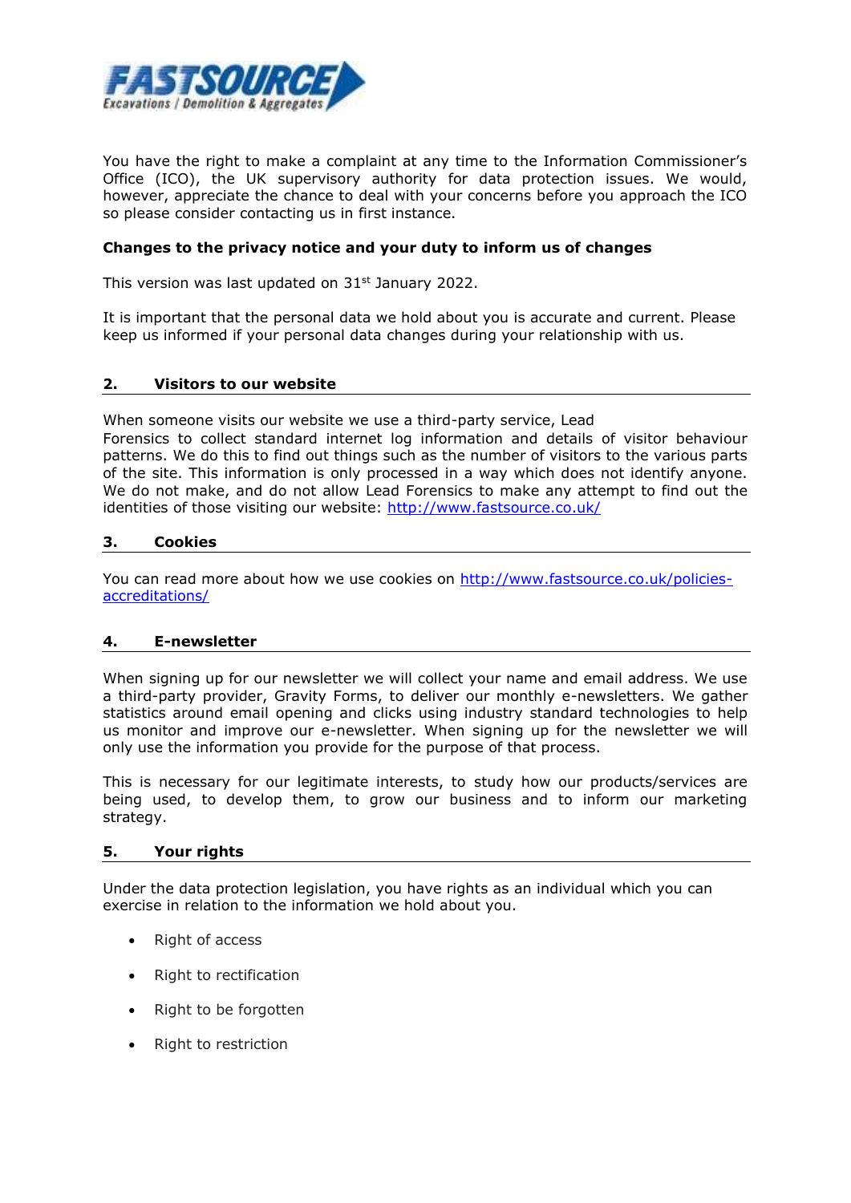You have the right to make a complaint at any time to the Information Commissioner's Office (ICO), the UK supervisory authority for data protection issues. We would, however, appreciate the chance to deal with your concerns before you approach the ICO so please consider contacting us in first instance.

**Changes to the privacy notice and your duty to inform us of changes**

This version was last updated on 31st January 2022.

It is important that the personal data we hold about you is accurate and current. Please keep us informed if your personal data changes during your relationship with us.

## 2. Visitors to our website

When someone visits our website we use a third-party service, Lead Forensics to collect standard internet log information and details of visitor behaviour patterns. We do this to find out things such as the number of visitors to the various parts of the site. This information is only processed in a way which does not identify anyone. We do not make, and do not allow Lead Forensics to make any attempt to find out the identities of those visiting our website: http://www.fastsource.co.uk/

## 3. Cookies

You can read more about how we use cookies on http://www.fastsource.co.uk/policies-accreditations/

## 4. E-newsletter

When signing up for our newsletter we will collect your name and email address. We use a third-party provider, Gravity Forms, to deliver our monthly e-newsletters. We gather statistics around email opening and clicks using industry standard technologies to help us monitor and improve our e-newsletter. When signing up for the newsletter we will only use the information you provide for the purpose of that process.

This is necessary for our legitimate interests, to study how our products/services are being used, to develop them, to grow our business and to inform our marketing strategy.

## 5. Your rights

Under the data protection legislation, you have rights as an individual which you can exercise in relation to the information we hold about you.

- Right of access
- Right to rectification
- Right to be forgotten
- Right to restriction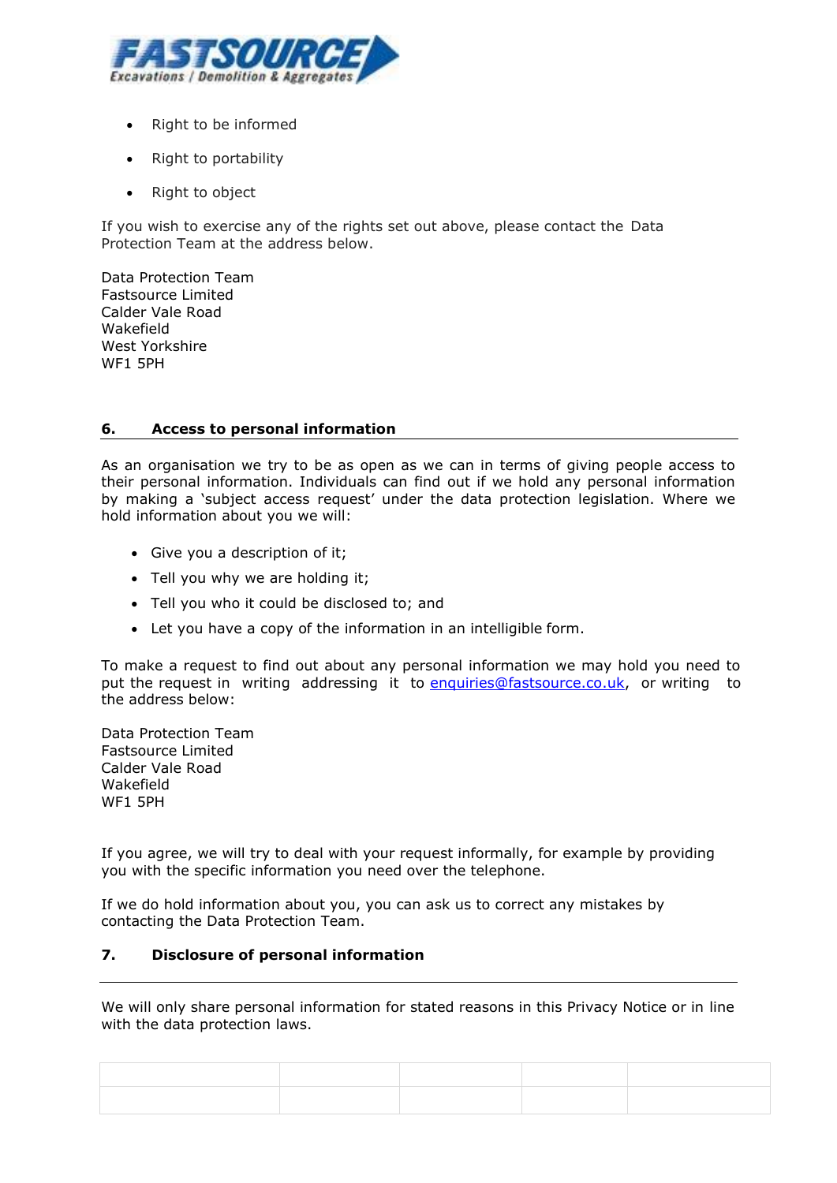- Right to be informed
- Right to portability
- Right to object

If you wish to exercise any of the rights set out above, please contact the Data Protection Team at the address below.

Data Protection Team
Fastsource Limited
Calder Vale Road
Wakefield
West Yorkshire
WF1 5PH

## 6. Access to personal information

As an organisation we try to be as open as we can in terms of giving people access to their personal information. Individuals can find out if we hold any personal information by making a 'subject access request' under the data protection legislation. Where we hold information about you we will:

- Give you a description of it;
- Tell you why we are holding it;
- Tell you who it could be disclosed to; and
- Let you have a copy of the information in an intelligible form.

To make a request to find out about any personal information we may hold you need to put the request in writing addressing it to enquiries@fastsource.co.uk, or writing to the address below:

Data Protection Team
Fastsource Limited
Calder Vale Road
Wakefield
WF1 5PH

If you agree, we will try to deal with your request informally, for example by providing you with the specific information you need over the telephone.

If we do hold information about you, you can ask us to correct any mistakes by contacting the Data Protection Team.

## 7. Disclosure of personal information

We will only share personal information for stated reasons in this Privacy Notice or in line with the data protection laws.

| | | | | |
|---|---|---|---|---|
| | | | | |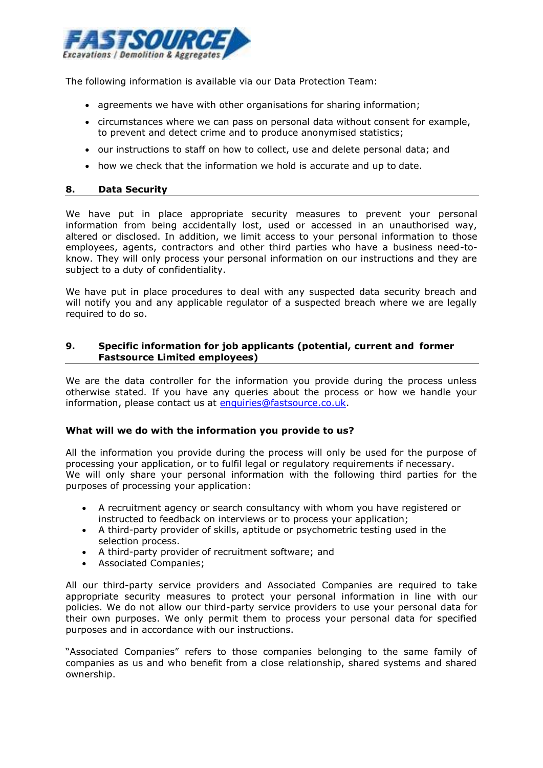The following information is available via our Data Protection Team:

- agreements we have with other organisations for sharing information;
- circumstances where we can pass on personal data without consent for example, to prevent and detect crime and to produce anonymised statistics;
- our instructions to staff on how to collect, use and delete personal data; and
- how we check that the information we hold is accurate and up to date.

## 8. Data Security

We have put in place appropriate security measures to prevent your personal information from being accidentally lost, used or accessed in an unauthorised way, altered or disclosed. In addition, we limit access to your personal information to those employees, agents, contractors and other third parties who have a business need-to-know. They will only process your personal information on our instructions and they are subject to a duty of confidentiality.

We have put in place procedures to deal with any suspected data security breach and will notify you and any applicable regulator of a suspected breach where we are legally required to do so.

## 9. Specific information for job applicants (potential, current and former Fastsource Limited employees)

We are the data controller for the information you provide during the process unless otherwise stated. If you have any queries about the process or how we handle your information, please contact us at enquiries@fastsource.co.uk.

**What will we do with the information you provide to us?**

All the information you provide during the process will only be used for the purpose of processing your application, or to fulfil legal or regulatory requirements if necessary.
We will only share your personal information with the following third parties for the purposes of processing your application:

- A recruitment agency or search consultancy with whom you have registered or instructed to feedback on interviews or to process your application;
- A third-party provider of skills, aptitude or psychometric testing used in the selection process.
- A third-party provider of recruitment software; and
- Associated Companies;

All our third-party service providers and Associated Companies are required to take appropriate security measures to protect your personal information in line with our policies. We do not allow our third-party service providers to use your personal data for their own purposes. We only permit them to process your personal data for specified purposes and in accordance with our instructions.

"Associated Companies" refers to those companies belonging to the same family of companies as us and who benefit from a close relationship, shared systems and shared ownership.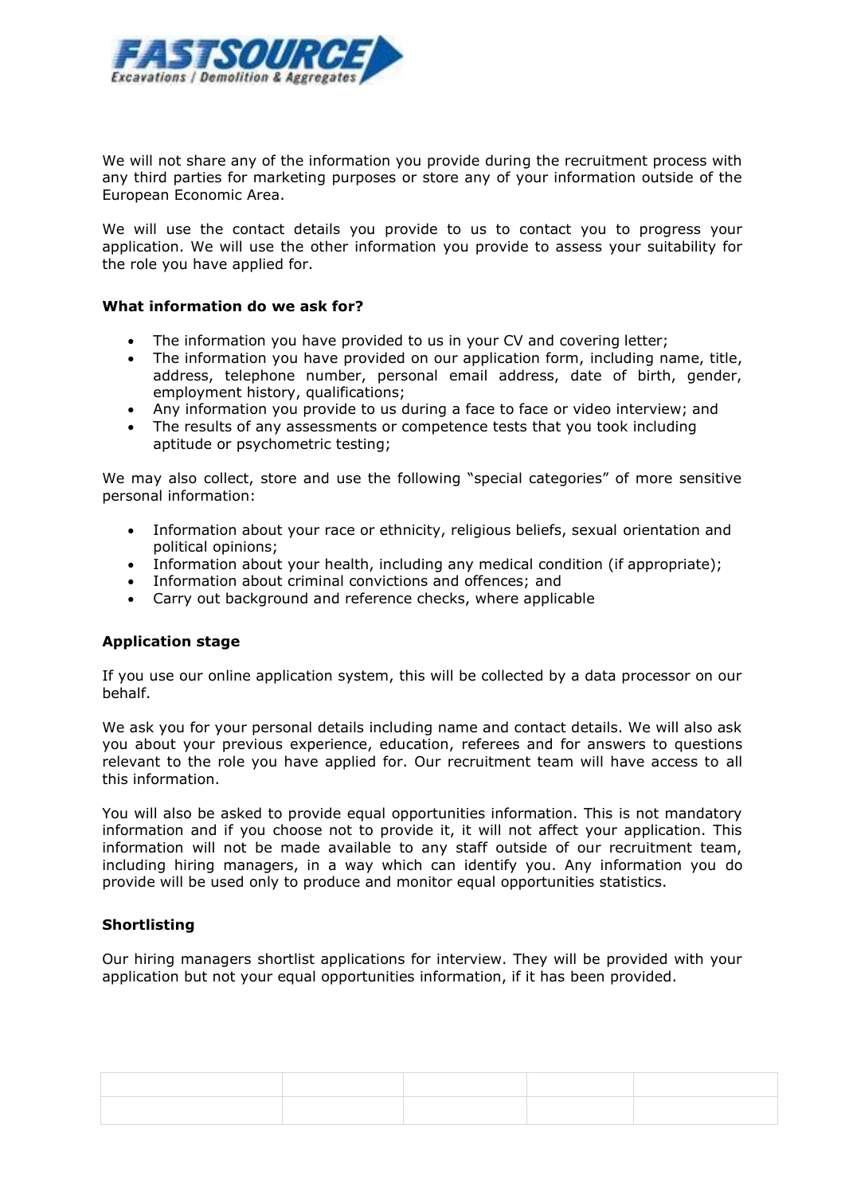We will not share any of the information you provide during the recruitment process with any third parties for marketing purposes or store any of your information outside of the European Economic Area.

We will use the contact details you provide to us to contact you to progress your application. We will use the other information you provide to assess your suitability for the role you have applied for.

**What information do we ask for?**

- The information you have provided to us in your CV and covering letter;
- The information you have provided on our application form, including name, title, address, telephone number, personal email address, date of birth, gender, employment history, qualifications;
- Any information you provide to us during a face to face or video interview; and
- The results of any assessments or competence tests that you took including aptitude or psychometric testing;

We may also collect, store and use the following "special categories" of more sensitive personal information:

- Information about your race or ethnicity, religious beliefs, sexual orientation and political opinions;
- Information about your health, including any medical condition (if appropriate);
- Information about criminal convictions and offences; and
- Carry out background and reference checks, where applicable

**Application stage**

If you use our online application system, this will be collected by a data processor on our behalf.

We ask you for your personal details including name and contact details. We will also ask you about your previous experience, education, referees and for answers to questions relevant to the role you have applied for. Our recruitment team will have access to all this information.

You will also be asked to provide equal opportunities information. This is not mandatory information and if you choose not to provide it, it will not affect your application. This information will not be made available to any staff outside of our recruitment team, including hiring managers, in a way which can identify you. Any information you do provide will be used only to produce and monitor equal opportunities statistics.

**Shortlisting**

Our hiring managers shortlist applications for interview. They will be provided with your application but not your equal opportunities information, if it has been provided.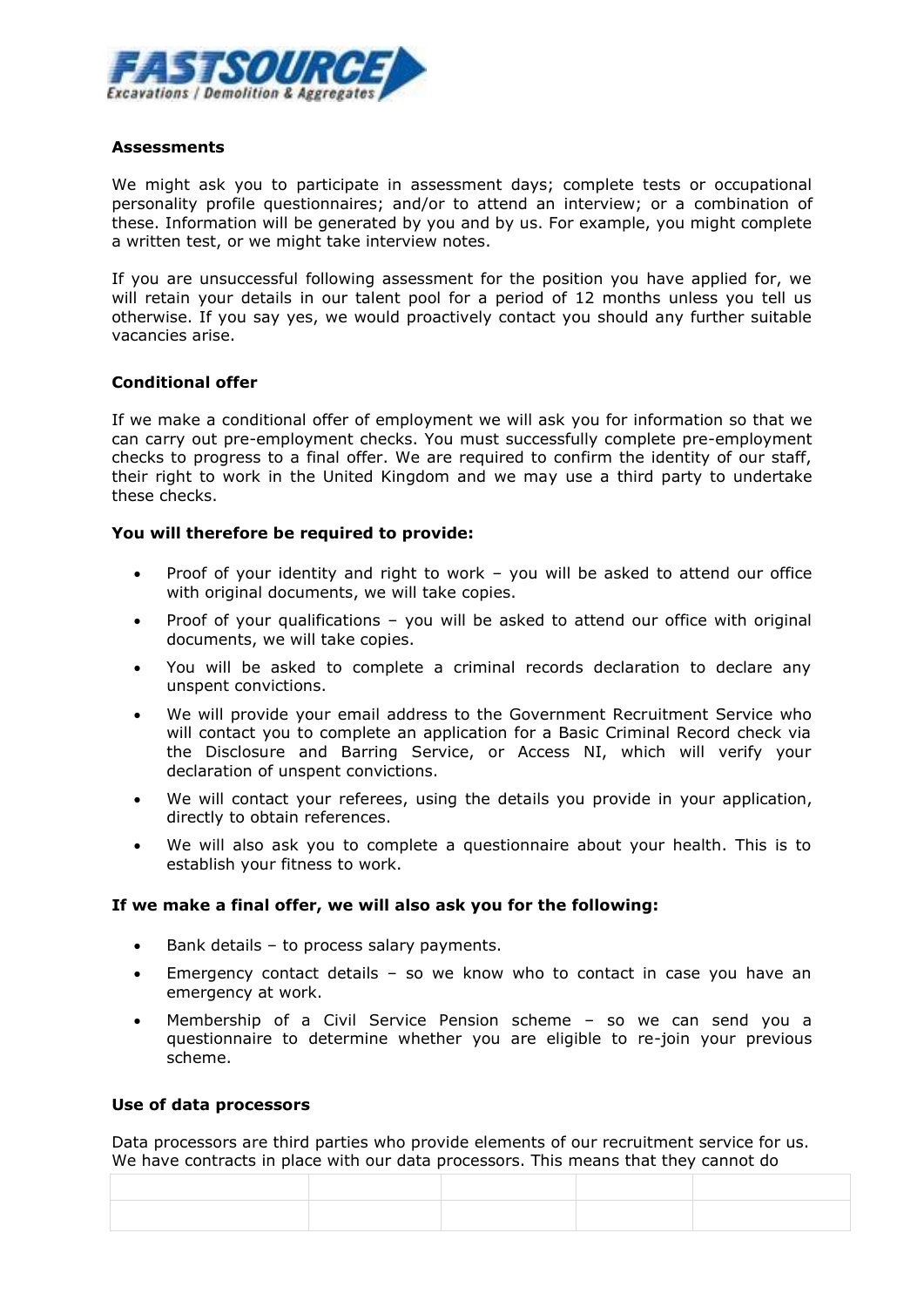### Assessments

We might ask you to participate in assessment days; complete tests or occupational personality profile questionnaires; and/or to attend an interview; or a combination of these. Information will be generated by you and by us. For example, you might complete a written test, or we might take interview notes.

If you are unsuccessful following assessment for the position you have applied for, we will retain your details in our talent pool for a period of 12 months unless you tell us otherwise. If you say yes, we would proactively contact you should any further suitable vacancies arise.

### Conditional offer

If we make a conditional offer of employment we will ask you for information so that we can carry out pre-employment checks. You must successfully complete pre-employment checks to progress to a final offer. We are required to confirm the identity of our staff, their right to work in the United Kingdom and we may use a third party to undertake these checks.

**You will therefore be required to provide:**

- Proof of your identity and right to work – you will be asked to attend our office with original documents, we will take copies.
- Proof of your qualifications – you will be asked to attend our office with original documents, we will take copies.
- You will be asked to complete a criminal records declaration to declare any unspent convictions.
- We will provide your email address to the Government Recruitment Service who will contact you to complete an application for a Basic Criminal Record check via the Disclosure and Barring Service, or Access NI, which will verify your declaration of unspent convictions.
- We will contact your referees, using the details you provide in your application, directly to obtain references.
- We will also ask you to complete a questionnaire about your health. This is to establish your fitness to work.

**If we make a final offer, we will also ask you for the following:**

- Bank details – to process salary payments.
- Emergency contact details – so we know who to contact in case you have an emergency at work.
- Membership of a Civil Service Pension scheme – so we can send you a questionnaire to determine whether you are eligible to re-join your previous scheme.

### Use of data processors

Data processors are third parties who provide elements of our recruitment service for us. We have contracts in place with our data processors. This means that they cannot do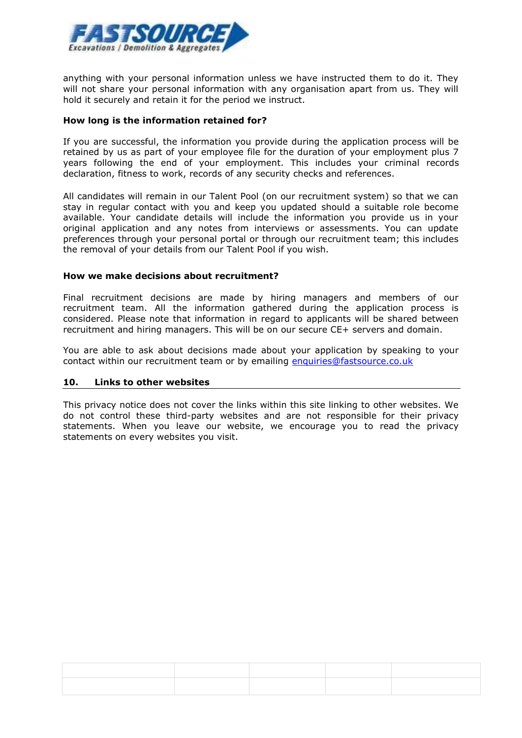anything with your personal information unless we have instructed them to do it. They will not share your personal information with any organisation apart from us. They will hold it securely and retain it for the period we instruct.

**How long is the information retained for?**

If you are successful, the information you provide during the application process will be retained by us as part of your employee file for the duration of your employment plus 7 years following the end of your employment. This includes your criminal records declaration, fitness to work, records of any security checks and references.

All candidates will remain in our Talent Pool (on our recruitment system) so that we can stay in regular contact with you and keep you updated should a suitable role become available. Your candidate details will include the information you provide us in your original application and any notes from interviews or assessments. You can update preferences through your personal portal or through our recruitment team; this includes the removal of your details from our Talent Pool if you wish.

**How we make decisions about recruitment?**

Final recruitment decisions are made by hiring managers and members of our recruitment team. All the information gathered during the application process is considered. Please note that information in regard to applicants will be shared between recruitment and hiring managers. This will be on our secure CE+ servers and domain.

You are able to ask about decisions made about your application by speaking to your contact within our recruitment team or by emailing enquiries@fastsource.co.uk

## 10. Links to other websites

This privacy notice does not cover the links within this site linking to other websites. We do not control these third-party websites and are not responsible for their privacy statements. When you leave our website, we encourage you to read the privacy statements on every websites you visit.